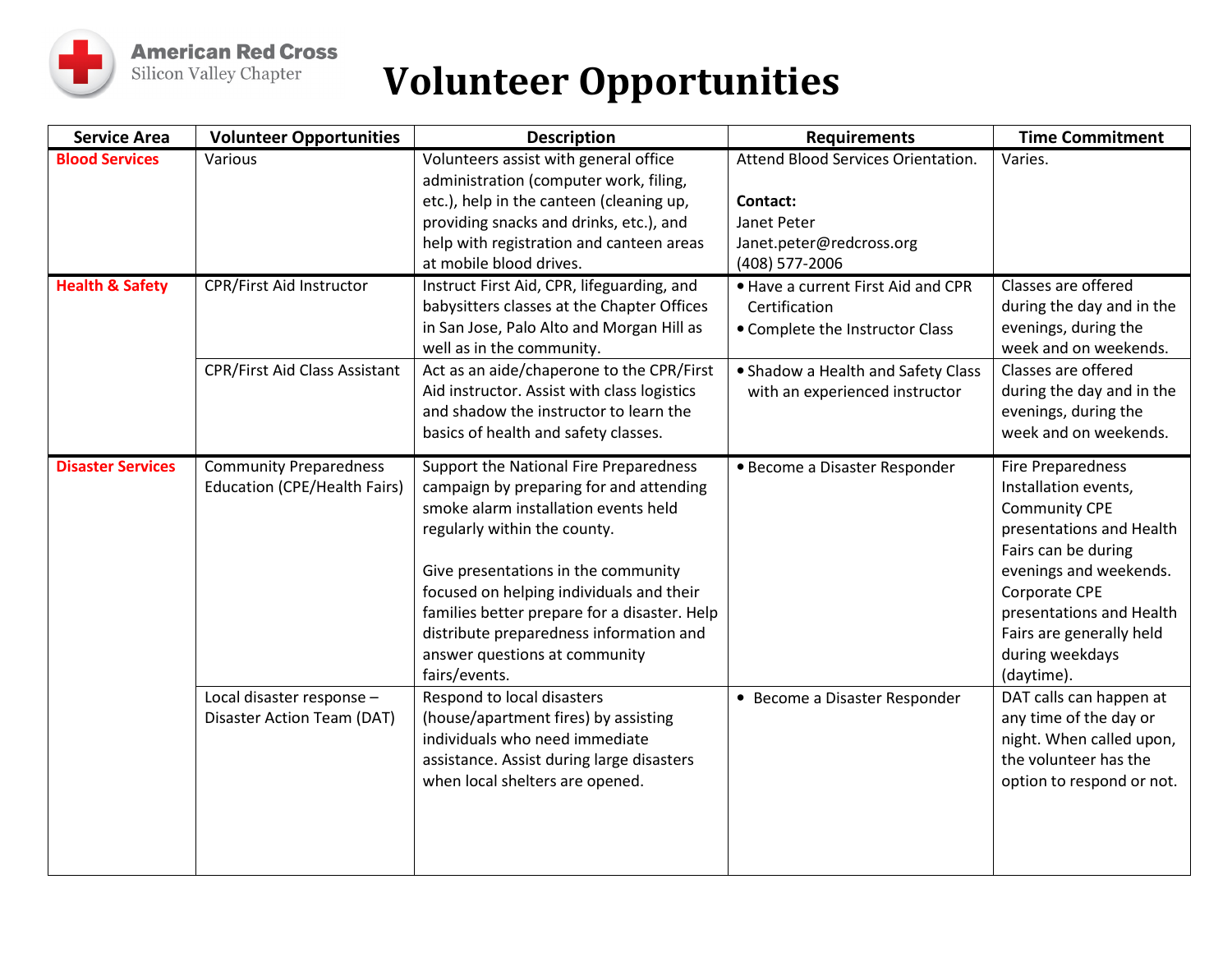American Red Cross
Silicon Valley Chapter

# Volunteer Opportunities

| Service Area | Volunteer Opportunities | Description | Requirements | Time Commitment |
|---|---|---|---|---|
| **Blood Services** | Various | Volunteers assist with general office administration (computer work, filing, etc.), help in the canteen (cleaning up, providing snacks and drinks, etc.), and help with registration and canteen areas at mobile blood drives. | Attend Blood Services Orientation.<br><br>**Contact:**<br>Janet Peter<br>Janet.peter@redcross.org<br>(408) 577-2006 | Varies. |
| **Health & Safety** | CPR/First Aid Instructor | Instruct First Aid, CPR, lifeguarding, and babysitters classes at the Chapter Offices in San Jose, Palo Alto and Morgan Hill as well as in the community. | • Have a current First Aid and CPR Certification<br>• Complete the Instructor Class | Classes are offered during the day and in the evenings, during the week and on weekends. |
| | CPR/First Aid Class Assistant | Act as an aide/chaperone to the CPR/First Aid instructor. Assist with class logistics and shadow the instructor to learn the basics of health and safety classes. | • Shadow a Health and Safety Class with an experienced instructor | Classes are offered during the day and in the evenings, during the week and on weekends. |
| **Disaster Services** | Community Preparedness Education (CPE/Health Fairs) | Support the National Fire Preparedness campaign by preparing for and attending smoke alarm installation events held regularly within the county.<br><br>Give presentations in the community focused on helping individuals and their families better prepare for a disaster. Help distribute preparedness information and answer questions at community fairs/events. | • Become a Disaster Responder | Fire Preparedness Installation events, Community CPE presentations and Health Fairs can be during evenings and weekends. Corporate CPE presentations and Health Fairs are generally held during weekdays (daytime). |
| | Local disaster response – Disaster Action Team (DAT) | Respond to local disasters (house/apartment fires) by assisting individuals who need immediate assistance. Assist during large disasters when local shelters are opened. | • Become a Disaster Responder | DAT calls can happen at any time of the day or night. When called upon, the volunteer has the option to respond or not. |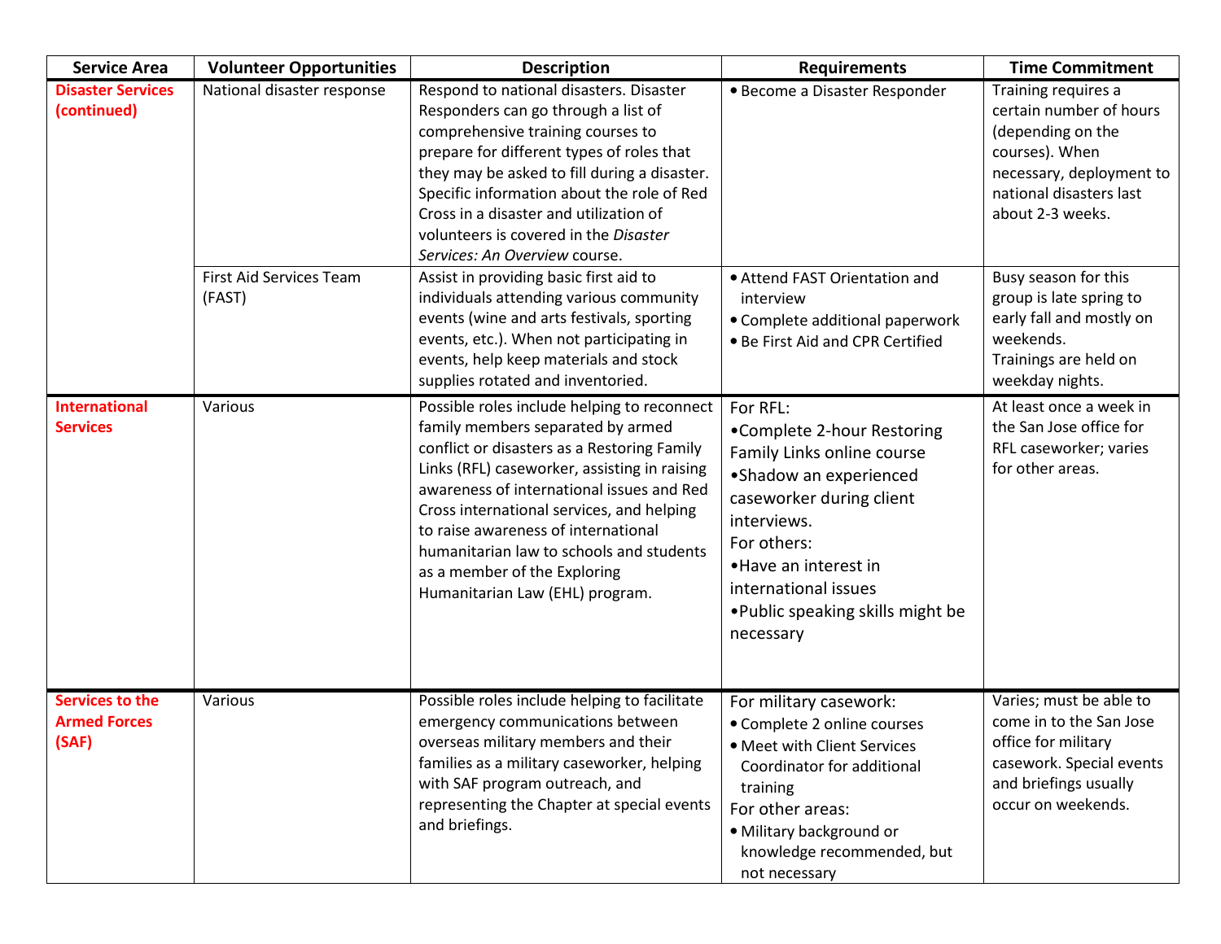| Service Area | Volunteer Opportunities | Description | Requirements | Time Commitment |
|---|---|---|---|---|
| **Disaster Services (continued)** | National disaster response | Respond to national disasters. Disaster Responders can go through a list of comprehensive training courses to prepare for different types of roles that they may be asked to fill during a disaster. Specific information about the role of Red Cross in a disaster and utilization of volunteers is covered in the *Disaster Services: An Overview* course. | • Become a Disaster Responder | Training requires a certain number of hours (depending on the courses). When necessary, deployment to national disasters last about 2-3 weeks. |
| | First Aid Services Team (FAST) | Assist in providing basic first aid to individuals attending various community events (wine and arts festivals, sporting events, etc.). When not participating in events, help keep materials and stock supplies rotated and inventoried. | • Attend FAST Orientation and interview<br>• Complete additional paperwork<br>• Be First Aid and CPR Certified | Busy season for this group is late spring to early fall and mostly on weekends.<br>Trainings are held on weekday nights. |
| **International Services** | Various | Possible roles include helping to reconnect family members separated by armed conflict or disasters as a Restoring Family Links (RFL) caseworker, assisting in raising awareness of international issues and Red Cross international services, and helping to raise awareness of international humanitarian law to schools and students as a member of the Exploring Humanitarian Law (EHL) program. | For RFL:<br>• Complete 2-hour Restoring Family Links online course<br>• Shadow an experienced caseworker during client interviews.<br>For others:<br>• Have an interest in international issues<br>• Public speaking skills might be necessary | At least once a week in the San Jose office for RFL caseworker; varies for other areas. |
| **Services to the Armed Forces (SAF)** | Various | Possible roles include helping to facilitate emergency communications between overseas military members and their families as a military caseworker, helping with SAF program outreach, and representing the Chapter at special events and briefings. | For military casework:<br>• Complete 2 online courses<br>• Meet with Client Services Coordinator for additional training<br>For other areas:<br>• Military background or knowledge recommended, but not necessary | Varies; must be able to come in to the San Jose office for military casework. Special events and briefings usually occur on weekends. |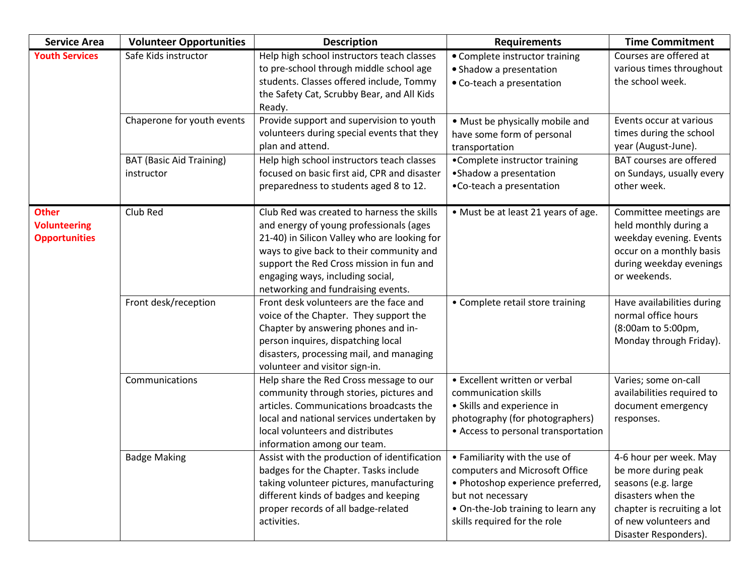| Service Area | Volunteer Opportunities | Description | Requirements | Time Commitment |
|---|---|---|---|---|
| **Youth Services** | Safe Kids instructor | Help high school instructors teach classes to pre-school through middle school age students. Classes offered include, Tommy the Safety Cat, Scrubby Bear, and All Kids Ready. | • Complete instructor training<br>• Shadow a presentation<br>• Co-teach a presentation | Courses are offered at various times throughout the school week. |
| | Chaperone for youth events | Provide support and supervision to youth volunteers during special events that they plan and attend. | • Must be physically mobile and have some form of personal transportation | Events occur at various times during the school year (August-June). |
| | BAT (Basic Aid Training) instructor | Help high school instructors teach classes focused on basic first aid, CPR and disaster preparedness to students aged 8 to 12. | •Complete instructor training<br>•Shadow a presentation<br>•Co-teach a presentation | BAT courses are offered on Sundays, usually every other week. |
| **Other Volunteering Opportunities** | Club Red | Club Red was created to harness the skills and energy of young professionals (ages 21-40) in Silicon Valley who are looking for ways to give back to their community and support the Red Cross mission in fun and engaging ways, including social, networking and fundraising events. | • Must be at least 21 years of age. | Committee meetings are held monthly during a weekday evening. Events occur on a monthly basis during weekday evenings or weekends. |
| | Front desk/reception | Front desk volunteers are the face and voice of the Chapter. They support the Chapter by answering phones and in-person inquires, dispatching local disasters, processing mail, and managing volunteer and visitor sign-in. | • Complete retail store training | Have availabilities during normal office hours (8:00am to 5:00pm, Monday through Friday). |
| | Communications | Help share the Red Cross message to our community through stories, pictures and articles. Communications broadcasts the local and national services undertaken by local volunteers and distributes information among our team. | • Excellent written or verbal communication skills<br>• Skills and experience in photography (for photographers)<br>• Access to personal transportation | Varies; some on-call availabilities required to document emergency responses. |
| | Badge Making | Assist with the production of identification badges for the Chapter. Tasks include taking volunteer pictures, manufacturing different kinds of badges and keeping proper records of all badge-related activities. | • Familiarity with the use of computers and Microsoft Office<br>• Photoshop experience preferred, but not necessary<br>• On-the-Job training to learn any skills required for the role | 4-6 hour per week. May be more during peak seasons (e.g. large disasters when the chapter is recruiting a lot of new volunteers and Disaster Responders). |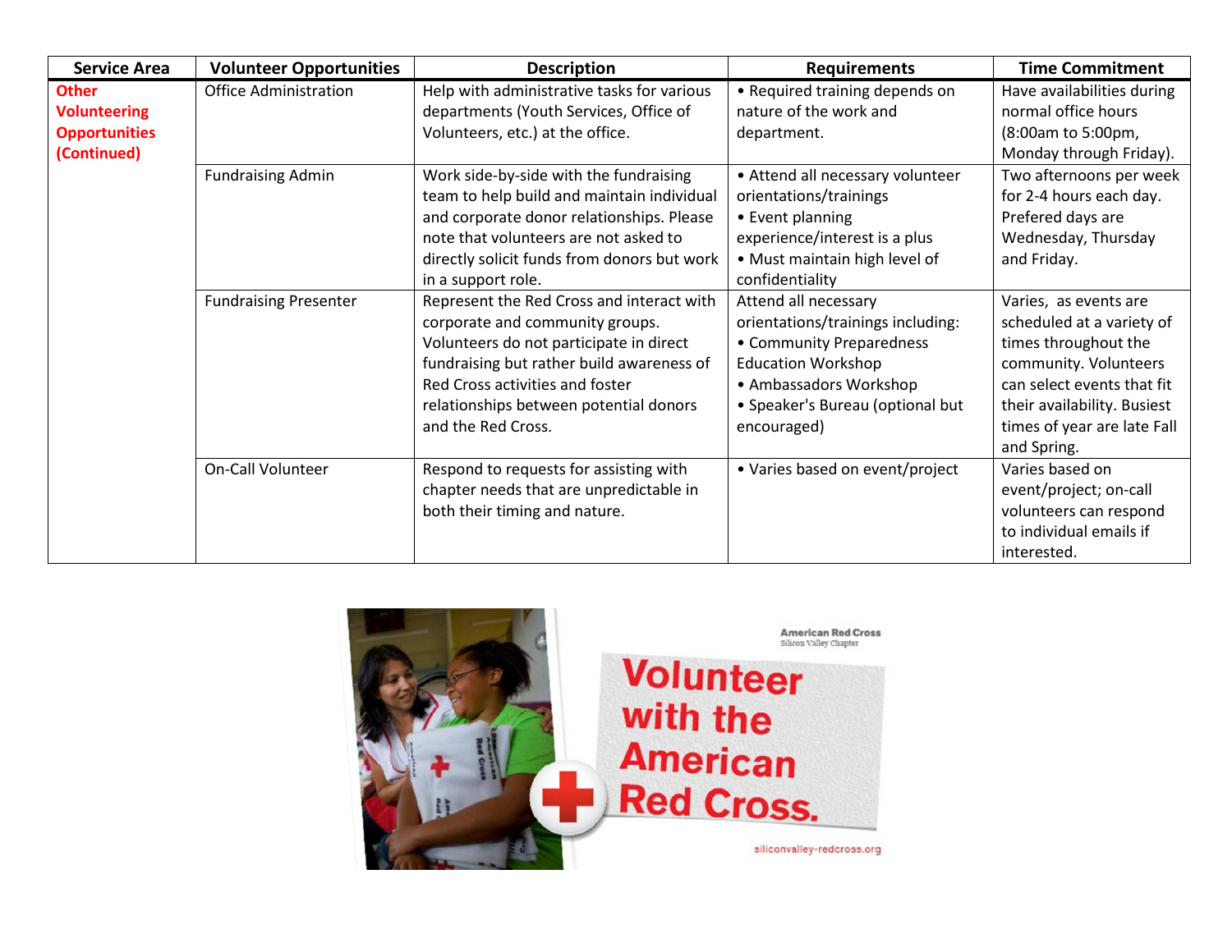| Service Area | Volunteer Opportunities | Description | Requirements | Time Commitment |
|---|---|---|---|---|
| **Other Volunteering Opportunities (Continued)** | Office Administration | Help with administrative tasks for various departments (Youth Services, Office of Volunteers, etc.) at the office. | • Required training depends on nature of the work and department. | Have availabilities during normal office hours (8:00am to 5:00pm, Monday through Friday). |
| | Fundraising Admin | Work side-by-side with the fundraising team to help build and maintain individual and corporate donor relationships. Please note that volunteers are not asked to directly solicit funds from donors but work in a support role. | • Attend all necessary volunteer orientations/trainings<br>• Event planning experience/interest is a plus<br>• Must maintain high level of confidentiality | Two afternoons per week for 2-4 hours each day. Prefered days are Wednesday, Thursday and Friday. |
| | Fundraising Presenter | Represent the Red Cross and interact with corporate and community groups. Volunteers do not participate in direct fundraising but rather build awareness of Red Cross activities and foster relationships between potential donors and the Red Cross. | Attend all necessary orientations/trainings including:<br>• Community Preparedness Education Workshop<br>• Ambassadors Workshop<br>• Speaker's Bureau (optional but encouraged) | Varies, as events are scheduled at a variety of times throughout the community. Volunteers can select events that fit their availability. Busiest times of year are late Fall and Spring. |
| | On-Call Volunteer | Respond to requests for assisting with chapter needs that are unpredictable in both their timing and nature. | • Varies based on event/project | Varies based on event/project; on-call volunteers can respond to individual emails if interested. |

American Red Cross
Silicon Valley Chapter

**Volunteer with the American Red Cross.**

siliconvalley-redcross.org